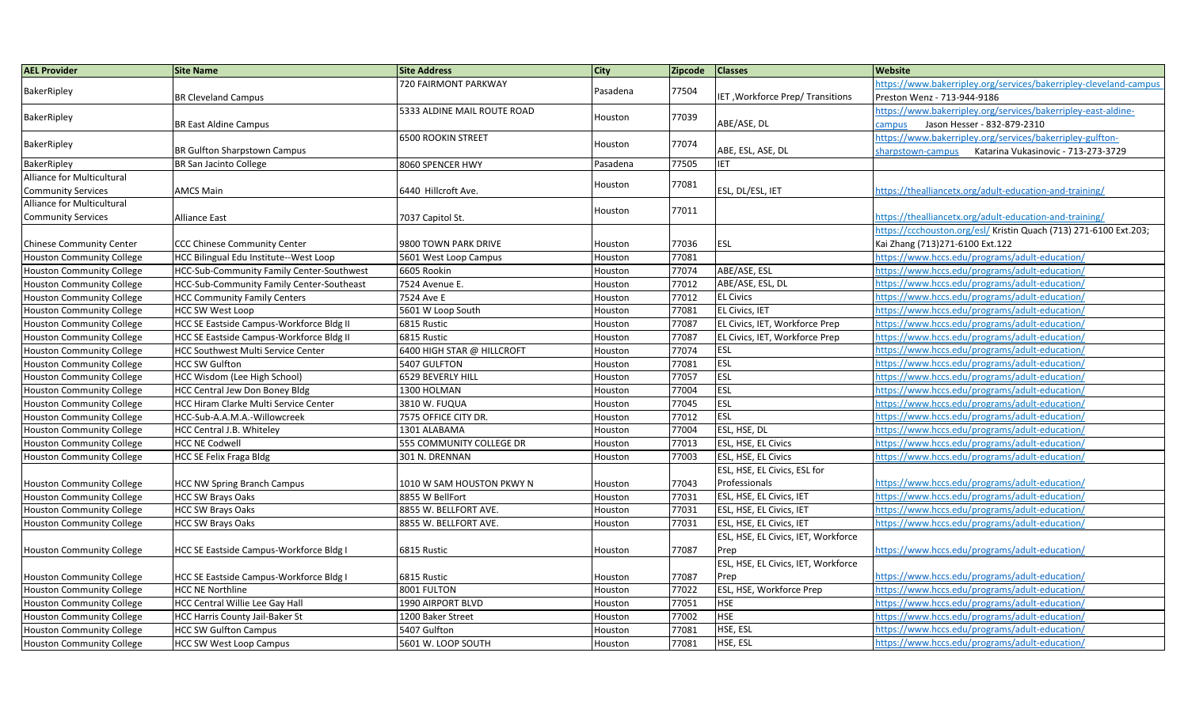| AEL Provider | Site Name | Site Address | City | Zipcode | Classes | Website |
|---|---|---|---|---|---|---|
| BakerRipley | BR Cleveland Campus | 720 FAIRMONT PARKWAY | Pasadena | 77504 | IET ,Workforce Prep/ Transitions | https://www.bakerripley.org/services/bakerripley-cleveland-campus Preston Wenz - 713-944-9186 |
| BakerRipley | BR East Aldine Campus | 5333 ALDINE MAIL ROUTE ROAD | Houston | 77039 | ABE/ASE, DL | https://www.bakerripley.org/services/bakerripley-east-aldine-campus Jason Hesser - 832-879-2310 |
| BakerRipley | BR Gulfton Sharpstown Campus | 6500 ROOKIN STREET | Houston | 77074 | ABE, ESL, ASE, DL | https://www.bakerripley.org/services/bakerripley-gulfton-sharpstown-campus Katarina Vukasinovic - 713-273-3729 |
| BakerRipley | BR San Jacinto College | 8060 SPENCER HWY | Pasadena | 77505 | IET | |
| Alliance for Multicultural Community Services | AMCS Main | 6440 Hillcroft Ave. | Houston | 77081 | ESL, DL/ESL, IET | https://thealliancetx.org/adult-education-and-training/ |
| Alliance for Multicultural Community Services | Alliance East | 7037 Capitol St. | Houston | 77011 | | https://thealliancetx.org/adult-education-and-training/ |
| Chinese Community Center | CCC Chinese Community Center | 9800 TOWN PARK DRIVE | Houston | 77036 | ESL | https://ccchouston.org/esl/ Kristin Quach (713) 271-6100 Ext.203; Kai Zhang (713)271-6100 Ext.122 |
| Houston Community College | HCC Bilingual Edu Institute--West Loop | 5601 West Loop Campus | Houston | 77081 | | https://www.hccs.edu/programs/adult-education/ |
| Houston Community College | HCC-Sub-Community Family Center-Southwest | 6605 Rookin | Houston | 77074 | ABE/ASE, ESL | https://www.hccs.edu/programs/adult-education/ |
| Houston Community College | HCC-Sub-Community Family Center-Southeast | 7524 Avenue E. | Houston | 77012 | ABE/ASE, ESL, DL | https://www.hccs.edu/programs/adult-education/ |
| Houston Community College | HCC Community Family Centers | 7524 Ave E | Houston | 77012 | EL Civics | https://www.hccs.edu/programs/adult-education/ |
| Houston Community College | HCC SW West Loop | 5601 W Loop South | Houston | 77081 | EL Civics, IET | https://www.hccs.edu/programs/adult-education/ |
| Houston Community College | HCC SE Eastside Campus-Workforce Bldg II | 6815 Rustic | Houston | 77087 | EL Civics, IET, Workforce Prep | https://www.hccs.edu/programs/adult-education/ |
| Houston Community College | HCC SE Eastside Campus-Workforce Bldg II | 6815 Rustic | Houston | 77087 | EL Civics, IET, Workforce Prep | https://www.hccs.edu/programs/adult-education/ |
| Houston Community College | HCC Southwest Multi Service Center | 6400 HIGH STAR @ HILLCROFT | Houston | 77074 | ESL | https://www.hccs.edu/programs/adult-education/ |
| Houston Community College | HCC SW Gulfton | 5407 GULFTON | Houston | 77081 | ESL | https://www.hccs.edu/programs/adult-education/ |
| Houston Community College | HCC Wisdom (Lee High School) | 6529 BEVERLY HILL | Houston | 77057 | ESL | https://www.hccs.edu/programs/adult-education/ |
| Houston Community College | HCC Central Jew Don Boney Bldg | 1300 HOLMAN | Houston | 77004 | ESL | https://www.hccs.edu/programs/adult-education/ |
| Houston Community College | HCC Hiram Clarke Multi Service Center | 3810 W. FUQUA | Houston | 77045 | ESL | https://www.hccs.edu/programs/adult-education/ |
| Houston Community College | HCC-Sub-A.A.M.A.-Willowcreek | 7575 OFFICE CITY DR. | Houston | 77012 | ESL | https://www.hccs.edu/programs/adult-education/ |
| Houston Community College | HCC Central J.B. Whiteley | 1301 ALABAMA | Houston | 77004 | ESL, HSE, DL | https://www.hccs.edu/programs/adult-education/ |
| Houston Community College | HCC NE Codwell | 555 COMMUNITY COLLEGE DR | Houston | 77013 | ESL, HSE, EL Civics | https://www.hccs.edu/programs/adult-education/ |
| Houston Community College | HCC SE Felix Fraga Bldg | 301 N. DRENNAN | Houston | 77003 | ESL, HSE, EL Civics | https://www.hccs.edu/programs/adult-education/ |
| Houston Community College | HCC NW Spring Branch Campus | 1010 W SAM HOUSTON PKWY N | Houston | 77043 | ESL, HSE, EL Civics, ESL for Professionals | https://www.hccs.edu/programs/adult-education/ |
| Houston Community College | HCC SW Brays Oaks | 8855 W BellFort | Houston | 77031 | ESL, HSE, EL Civics, IET | https://www.hccs.edu/programs/adult-education/ |
| Houston Community College | HCC SW Brays Oaks | 8855 W. BELLFORT AVE. | Houston | 77031 | ESL, HSE, EL Civics, IET | https://www.hccs.edu/programs/adult-education/ |
| Houston Community College | HCC SW Brays Oaks | 8855 W. BELLFORT AVE. | Houston | 77031 | ESL, HSE, EL Civics, IET | https://www.hccs.edu/programs/adult-education/ |
| Houston Community College | HCC SE Eastside Campus-Workforce Bldg I | 6815 Rustic | Houston | 77087 | ESL, HSE, EL Civics, IET, Workforce Prep | https://www.hccs.edu/programs/adult-education/ |
| Houston Community College | HCC SE Eastside Campus-Workforce Bldg I | 6815 Rustic | Houston | 77087 | ESL, HSE, EL Civics, IET, Workforce Prep | https://www.hccs.edu/programs/adult-education/ |
| Houston Community College | HCC NE Northline | 8001 FULTON | Houston | 77022 | ESL, HSE, Workforce Prep | https://www.hccs.edu/programs/adult-education/ |
| Houston Community College | HCC Central Willie Lee Gay Hall | 1990 AIRPORT BLVD | Houston | 77051 | HSE | https://www.hccs.edu/programs/adult-education/ |
| Houston Community College | HCC Harris County Jail-Baker St | 1200 Baker Street | Houston | 77002 | HSE | https://www.hccs.edu/programs/adult-education/ |
| Houston Community College | HCC SW Gulfton Campus | 5407 Gulfton | Houston | 77081 | HSE, ESL | https://www.hccs.edu/programs/adult-education/ |
| Houston Community College | HCC SW West Loop Campus | 5601 W. LOOP SOUTH | Houston | 77081 | HSE, ESL | https://www.hccs.edu/programs/adult-education/ |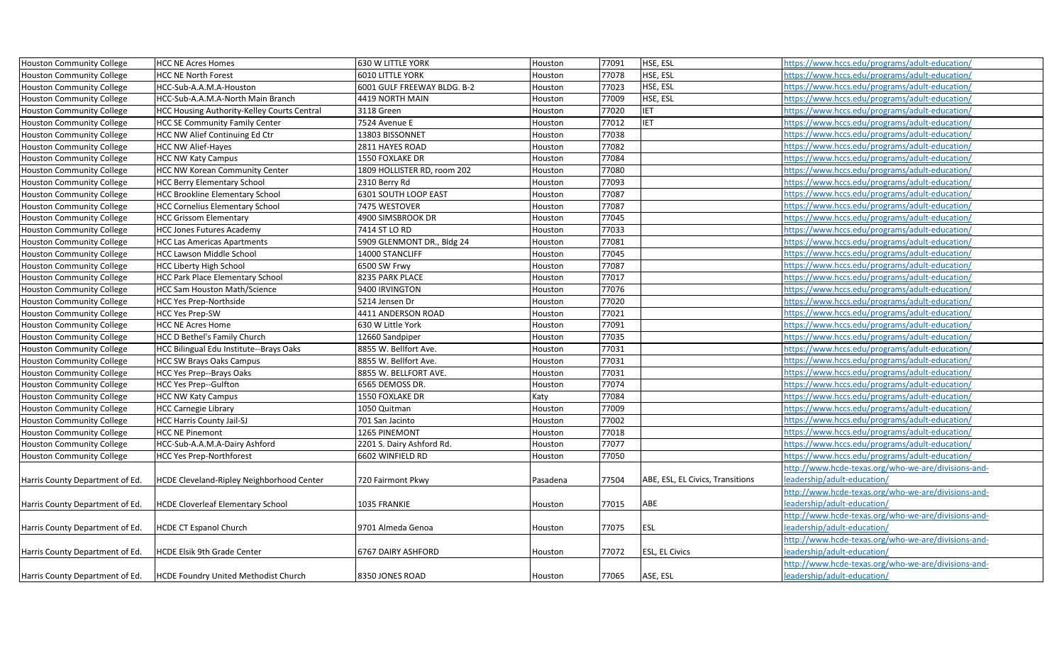| | | | | | | |
|---|---|---|---|---|---|---|
| Houston Community College | HCC NE Acres Homes | 630 W LITTLE YORK | Houston | 77091 | HSE, ESL | https://www.hccs.edu/programs/adult-education/ |
| Houston Community College | HCC NE North Forest | 6010 LITTLE YORK | Houston | 77078 | HSE, ESL | https://www.hccs.edu/programs/adult-education/ |
| Houston Community College | HCC-Sub-A.A.M.A-Houston | 6001 GULF FREEWAY BLDG. B-2 | Houston | 77023 | HSE, ESL | https://www.hccs.edu/programs/adult-education/ |
| Houston Community College | HCC-Sub-A.A.M.A-North Main Branch | 4419 NORTH MAIN | Houston | 77009 | HSE, ESL | https://www.hccs.edu/programs/adult-education/ |
| Houston Community College | HCC Housing Authority-Kelley Courts Central | 3118 Green | Houston | 77020 | IET | https://www.hccs.edu/programs/adult-education/ |
| Houston Community College | HCC SE Community Family Center | 7524 Avenue E | Houston | 77012 | IET | https://www.hccs.edu/programs/adult-education/ |
| Houston Community College | HCC NW Alief Continuing Ed Ctr | 13803 BISSONNET | Houston | 77038 | | https://www.hccs.edu/programs/adult-education/ |
| Houston Community College | HCC NW Alief-Hayes | 2811 HAYES ROAD | Houston | 77082 | | https://www.hccs.edu/programs/adult-education/ |
| Houston Community College | HCC NW Katy Campus | 1550 FOXLAKE DR | Houston | 77084 | | https://www.hccs.edu/programs/adult-education/ |
| Houston Community College | HCC NW Korean Community Center | 1809 HOLLISTER RD, room 202 | Houston | 77080 | | https://www.hccs.edu/programs/adult-education/ |
| Houston Community College | HCC Berry Elementary School | 2310 Berry Rd | Houston | 77093 | | https://www.hccs.edu/programs/adult-education/ |
| Houston Community College | HCC Brookline Elementary School | 6301 SOUTH LOOP EAST | Houston | 77087 | | https://www.hccs.edu/programs/adult-education/ |
| Houston Community College | HCC Cornelius Elementary School | 7475 WESTOVER | Houston | 77087 | | https://www.hccs.edu/programs/adult-education/ |
| Houston Community College | HCC Grissom Elementary | 4900 SIMSBROOK DR | Houston | 77045 | | https://www.hccs.edu/programs/adult-education/ |
| Houston Community College | HCC Jones Futures Academy | 7414 ST LO RD | Houston | 77033 | | https://www.hccs.edu/programs/adult-education/ |
| Houston Community College | HCC Las Americas Apartments | 5909 GLENMONT DR., Bldg 24 | Houston | 77081 | | https://www.hccs.edu/programs/adult-education/ |
| Houston Community College | HCC Lawson Middle School | 14000 STANCLIFF | Houston | 77045 | | https://www.hccs.edu/programs/adult-education/ |
| Houston Community College | HCC Liberty High School | 6500 SW Frwy | Houston | 77087 | | https://www.hccs.edu/programs/adult-education/ |
| Houston Community College | HCC Park Place Elementary School | 8235 PARK PLACE | Houston | 77017 | | https://www.hccs.edu/programs/adult-education/ |
| Houston Community College | HCC Sam Houston Math/Science | 9400 IRVINGTON | Houston | 77076 | | https://www.hccs.edu/programs/adult-education/ |
| Houston Community College | HCC Yes Prep-Northside | 5214 Jensen Dr | Houston | 77020 | | https://www.hccs.edu/programs/adult-education/ |
| Houston Community College | HCC Yes Prep-SW | 4411 ANDERSON ROAD | Houston | 77021 | | https://www.hccs.edu/programs/adult-education/ |
| Houston Community College | HCC NE Acres Home | 630 W Little York | Houston | 77091 | | https://www.hccs.edu/programs/adult-education/ |
| Houston Community College | HCC D Bethel's Family Church | 12660 Sandpiper | Houston | 77035 | | https://www.hccs.edu/programs/adult-education/ |
| Houston Community College | HCC Bilingual Edu Institute--Brays Oaks | 8855 W. Bellfort Ave. | Houston | 77031 | | https://www.hccs.edu/programs/adult-education/ |
| Houston Community College | HCC SW Brays Oaks Campus | 8855 W. Bellfort Ave. | Houston | 77031 | | https://www.hccs.edu/programs/adult-education/ |
| Houston Community College | HCC Yes Prep--Brays Oaks | 8855 W. BELLFORT AVE. | Houston | 77031 | | https://www.hccs.edu/programs/adult-education/ |
| Houston Community College | HCC Yes Prep--Gulfton | 6565 DEMOSS DR. | Houston | 77074 | | https://www.hccs.edu/programs/adult-education/ |
| Houston Community College | HCC NW Katy Campus | 1550 FOXLAKE DR | Katy | 77084 | | https://www.hccs.edu/programs/adult-education/ |
| Houston Community College | HCC Carnegie Library | 1050 Quitman | Houston | 77009 | | https://www.hccs.edu/programs/adult-education/ |
| Houston Community College | HCC Harris County Jail-SJ | 701 San Jacinto | Houston | 77002 | | https://www.hccs.edu/programs/adult-education/ |
| Houston Community College | HCC NE Pinemont | 1265 PINEMONT | Houston | 77018 | | https://www.hccs.edu/programs/adult-education/ |
| Houston Community College | HCC-Sub-A.A.M.A-Dairy Ashford | 2201 S. Dairy Ashford Rd. | Houston | 77077 | | https://www.hccs.edu/programs/adult-education/ |
| Houston Community College | HCC Yes Prep-Northforest | 6602 WINFIELD RD | Houston | 77050 | | https://www.hccs.edu/programs/adult-education/ |
| Harris County Department of Ed. | HCDE Cleveland-Ripley Neighborhood Center | 720 Fairmont Pkwy | Pasadena | 77504 | ABE, ESL, EL Civics, Transitions | http://www.hcde-texas.org/who-we-are/divisions-and-leadership/adult-education/ |
| Harris County Department of Ed. | HCDE Cloverleaf Elementary School | 1035 FRANKIE | Houston | 77015 | ABE | http://www.hcde-texas.org/who-we-are/divisions-and-leadership/adult-education/ |
| Harris County Department of Ed. | HCDE CT Espanol Church | 9701 Almeda Genoa | Houston | 77075 | ESL | http://www.hcde-texas.org/who-we-are/divisions-and-leadership/adult-education/ |
| Harris County Department of Ed. | HCDE Elsik 9th Grade Center | 6767 DAIRY ASHFORD | Houston | 77072 | ESL, EL Civics | http://www.hcde-texas.org/who-we-are/divisions-and-leadership/adult-education/ |
| Harris County Department of Ed. | HCDE Foundry United Methodist Church | 8350 JONES ROAD | Houston | 77065 | ASE, ESL | http://www.hcde-texas.org/who-we-are/divisions-and-leadership/adult-education/ |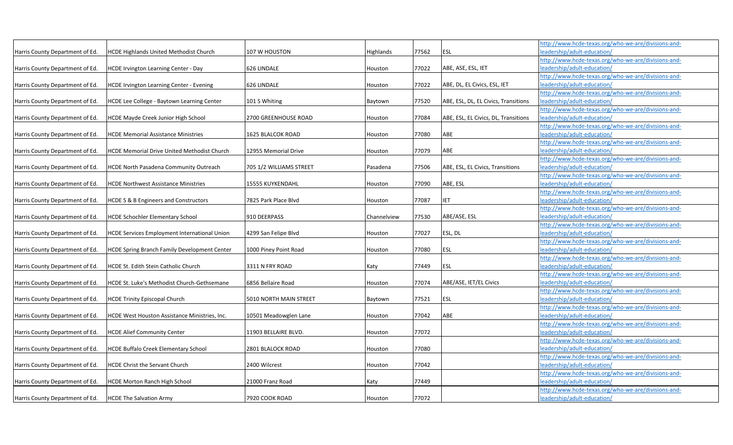| | | | | | | |
|---|---|---|---|---|---|---|
| Harris County Department of Ed. | HCDE Highlands United Methodist Church | 107 W HOUSTON | Highlands | 77562 | ESL | http://www.hcde-texas.org/who-we-are/divisions-and-leadership/adult-education/ |
| Harris County Department of Ed. | HCDE Irvington Learning Center - Day | 626 LINDALE | Houston | 77022 | ABE, ASE, ESL, IET | http://www.hcde-texas.org/who-we-are/divisions-and-leadership/adult-education/ |
| Harris County Department of Ed. | HCDE Irvington Learning Center - Evening | 626 LINDALE | Houston | 77022 | ABE, DL, EL Civics, ESL, IET | http://www.hcde-texas.org/who-we-are/divisions-and-leadership/adult-education/ |
| Harris County Department of Ed. | HCDE Lee College - Baytown Learning Center | 101 S Whiting | Baytown | 77520 | ABE, ESL, DL, EL Civics, Transitions | http://www.hcde-texas.org/who-we-are/divisions-and-leadership/adult-education/ |
| Harris County Department of Ed. | HCDE Mayde Creek Junior High School | 2700 GREENHOUSE ROAD | Houston | 77084 | ABE, ESL, EL Civics, DL, Transitions | http://www.hcde-texas.org/who-we-are/divisions-and-leadership/adult-education/ |
| Harris County Department of Ed. | HCDE Memorial Assistance Ministries | 1625 BLALCOK ROAD | Houston | 77080 | ABE | http://www.hcde-texas.org/who-we-are/divisions-and-leadership/adult-education/ |
| Harris County Department of Ed. | HCDE Memorial Drive United Methodist Church | 12955 Memorial Drive | Houston | 77079 | ABE | http://www.hcde-texas.org/who-we-are/divisions-and-leadership/adult-education/ |
| Harris County Department of Ed. | HCDE North Pasadena Community Outreach | 705 1/2 WILLIAMS STREET | Pasadena | 77506 | ABE, ESL, EL Civics, Transitions | http://www.hcde-texas.org/who-we-are/divisions-and-leadership/adult-education/ |
| Harris County Department of Ed. | HCDE Northwest Assistance Ministries | 15555 KUYKENDAHL | Houston | 77090 | ABE, ESL | http://www.hcde-texas.org/who-we-are/divisions-and-leadership/adult-education/ |
| Harris County Department of Ed. | HCDE S & B Engineers and Constructors | 7825 Park Place Blvd | Houston | 77087 | IET | http://www.hcde-texas.org/who-we-are/divisions-and-leadership/adult-education/ |
| Harris County Department of Ed. | HCDE Schochler Elementary School | 910 DEERPASS | Channelview | 77530 | ABE/ASE, ESL | http://www.hcde-texas.org/who-we-are/divisions-and-leadership/adult-education/ |
| Harris County Department of Ed. | HCDE Services Employment International Union | 4299 San Felipe Blvd | Houston | 77027 | ESL, DL | http://www.hcde-texas.org/who-we-are/divisions-and-leadership/adult-education/ |
| Harris County Department of Ed. | HCDE Spring Branch Family Development Center | 1000 Piney Point Road | Houston | 77080 | ESL | http://www.hcde-texas.org/who-we-are/divisions-and-leadership/adult-education/ |
| Harris County Department of Ed. | HCDE St. Edith Stein Catholic Church | 3311 N FRY ROAD | Katy | 77449 | ESL | http://www.hcde-texas.org/who-we-are/divisions-and-leadership/adult-education/ |
| Harris County Department of Ed. | HCDE St. Luke's Methodist Church-Gethsemane | 6856 Bellaire Road | Houston | 77074 | ABE/ASE, IET/EL Civics | http://www.hcde-texas.org/who-we-are/divisions-and-leadership/adult-education/ |
| Harris County Department of Ed. | HCDE Trinity Episcopal Church | 5010 NORTH MAIN STREET | Baytown | 77521 | ESL | http://www.hcde-texas.org/who-we-are/divisions-and-leadership/adult-education/ |
| Harris County Department of Ed. | HCDE West Houston Assistance Ministries, Inc. | 10501 Meadowglen Lane | Houston | 77042 | ABE | http://www.hcde-texas.org/who-we-are/divisions-and-leadership/adult-education/ |
| Harris County Department of Ed. | HCDE Alief Community Center | 11903 BELLAIRE BLVD. | Houston | 77072 | | http://www.hcde-texas.org/who-we-are/divisions-and-leadership/adult-education/ |
| Harris County Department of Ed. | HCDE Buffalo Creek Elementary School | 2801 BLALOCK ROAD | Houston | 77080 | | http://www.hcde-texas.org/who-we-are/divisions-and-leadership/adult-education/ |
| Harris County Department of Ed. | HCDE Christ the Servant Church | 2400 Wilcrest | Houston | 77042 | | http://www.hcde-texas.org/who-we-are/divisions-and-leadership/adult-education/ |
| Harris County Department of Ed. | HCDE Morton Ranch High School | 21000 Franz Road | Katy | 77449 | | http://www.hcde-texas.org/who-we-are/divisions-and-leadership/adult-education/ |
| Harris County Department of Ed. | HCDE The Salvation Army | 7920 COOK ROAD | Houston | 77072 | | http://www.hcde-texas.org/who-we-are/divisions-and-leadership/adult-education/ |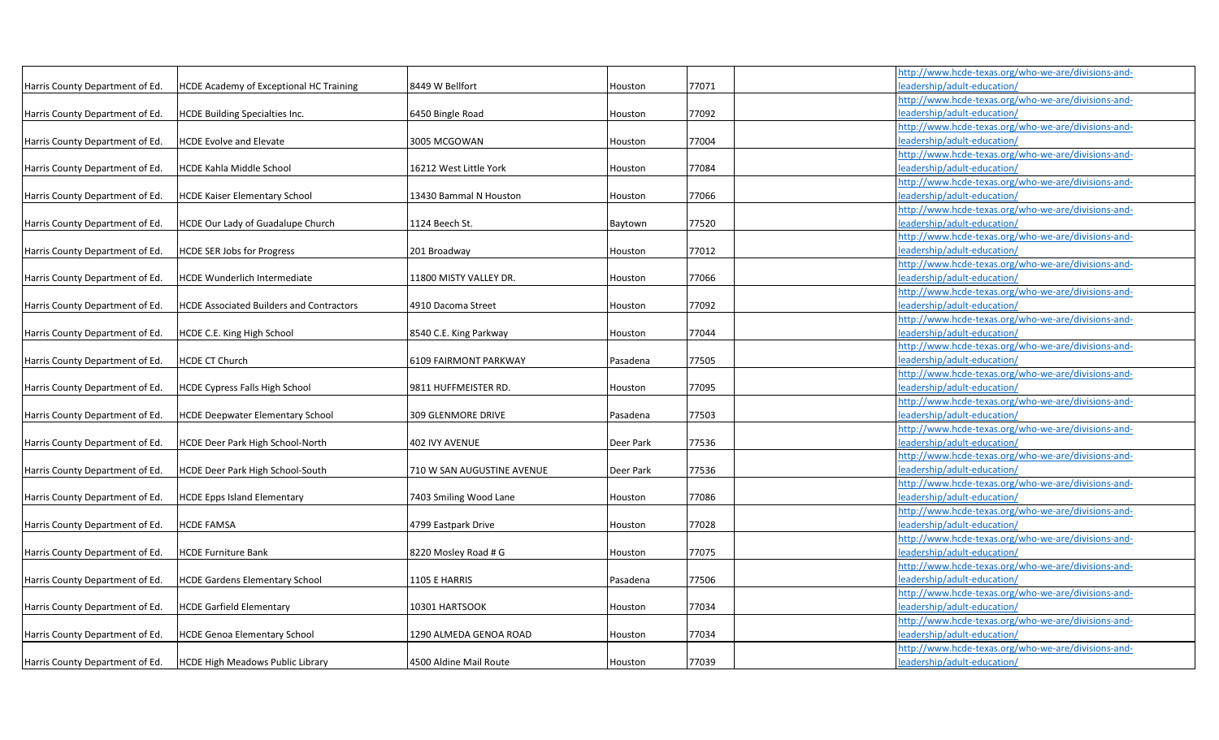| | | | | | | |
|---|---|---|---|---|---|---|
| Harris County Department of Ed. | HCDE Academy of Exceptional HC Training | 8449 W Bellfort | Houston | 77071 | | http://www.hcde-texas.org/who-we-are/divisions-and-leadership/adult-education/ |
| Harris County Department of Ed. | HCDE Building Specialties Inc. | 6450 Bingle Road | Houston | 77092 | | http://www.hcde-texas.org/who-we-are/divisions-and-leadership/adult-education/ |
| Harris County Department of Ed. | HCDE Evolve and Elevate | 3005 MCGOWAN | Houston | 77004 | | http://www.hcde-texas.org/who-we-are/divisions-and-leadership/adult-education/ |
| Harris County Department of Ed. | HCDE Kahla Middle School | 16212 West Little York | Houston | 77084 | | http://www.hcde-texas.org/who-we-are/divisions-and-leadership/adult-education/ |
| Harris County Department of Ed. | HCDE Kaiser Elementary School | 13430 Bammal N Houston | Houston | 77066 | | http://www.hcde-texas.org/who-we-are/divisions-and-leadership/adult-education/ |
| Harris County Department of Ed. | HCDE Our Lady of Guadalupe Church | 1124 Beech St. | Baytown | 77520 | | http://www.hcde-texas.org/who-we-are/divisions-and-leadership/adult-education/ |
| Harris County Department of Ed. | HCDE SER Jobs for Progress | 201 Broadway | Houston | 77012 | | http://www.hcde-texas.org/who-we-are/divisions-and-leadership/adult-education/ |
| Harris County Department of Ed. | HCDE Wunderlich Intermediate | 11800 MISTY VALLEY DR. | Houston | 77066 | | http://www.hcde-texas.org/who-we-are/divisions-and-leadership/adult-education/ |
| Harris County Department of Ed. | HCDE Associated Builders and Contractors | 4910 Dacoma Street | Houston | 77092 | | http://www.hcde-texas.org/who-we-are/divisions-and-leadership/adult-education/ |
| Harris County Department of Ed. | HCDE C.E. King High School | 8540 C.E. King Parkway | Houston | 77044 | | http://www.hcde-texas.org/who-we-are/divisions-and-leadership/adult-education/ |
| Harris County Department of Ed. | HCDE CT Church | 6109 FAIRMONT PARKWAY | Pasadena | 77505 | | http://www.hcde-texas.org/who-we-are/divisions-and-leadership/adult-education/ |
| Harris County Department of Ed. | HCDE Cypress Falls High School | 9811 HUFFMEISTER RD. | Houston | 77095 | | http://www.hcde-texas.org/who-we-are/divisions-and-leadership/adult-education/ |
| Harris County Department of Ed. | HCDE Deepwater Elementary School | 309 GLENMORE DRIVE | Pasadena | 77503 | | http://www.hcde-texas.org/who-we-are/divisions-and-leadership/adult-education/ |
| Harris County Department of Ed. | HCDE Deer Park High School-North | 402 IVY AVENUE | Deer Park | 77536 | | http://www.hcde-texas.org/who-we-are/divisions-and-leadership/adult-education/ |
| Harris County Department of Ed. | HCDE Deer Park High School-South | 710 W SAN AUGUSTINE AVENUE | Deer Park | 77536 | | http://www.hcde-texas.org/who-we-are/divisions-and-leadership/adult-education/ |
| Harris County Department of Ed. | HCDE Epps Island Elementary | 7403 Smiling Wood Lane | Houston | 77086 | | http://www.hcde-texas.org/who-we-are/divisions-and-leadership/adult-education/ |
| Harris County Department of Ed. | HCDE FAMSA | 4799 Eastpark Drive | Houston | 77028 | | http://www.hcde-texas.org/who-we-are/divisions-and-leadership/adult-education/ |
| Harris County Department of Ed. | HCDE Furniture Bank | 8220 Mosley Road # G | Houston | 77075 | | http://www.hcde-texas.org/who-we-are/divisions-and-leadership/adult-education/ |
| Harris County Department of Ed. | HCDE Gardens Elementary School | 1105 E HARRIS | Pasadena | 77506 | | http://www.hcde-texas.org/who-we-are/divisions-and-leadership/adult-education/ |
| Harris County Department of Ed. | HCDE Garfield Elementary | 10301 HARTSOOK | Houston | 77034 | | http://www.hcde-texas.org/who-we-are/divisions-and-leadership/adult-education/ |
| Harris County Department of Ed. | HCDE Genoa Elementary School | 1290 ALMEDA GENOA ROAD | Houston | 77034 | | http://www.hcde-texas.org/who-we-are/divisions-and-leadership/adult-education/ |
| Harris County Department of Ed. | HCDE High Meadows Public Library | 4500 Aldine Mail Route | Houston | 77039 | | http://www.hcde-texas.org/who-we-are/divisions-and-leadership/adult-education/ |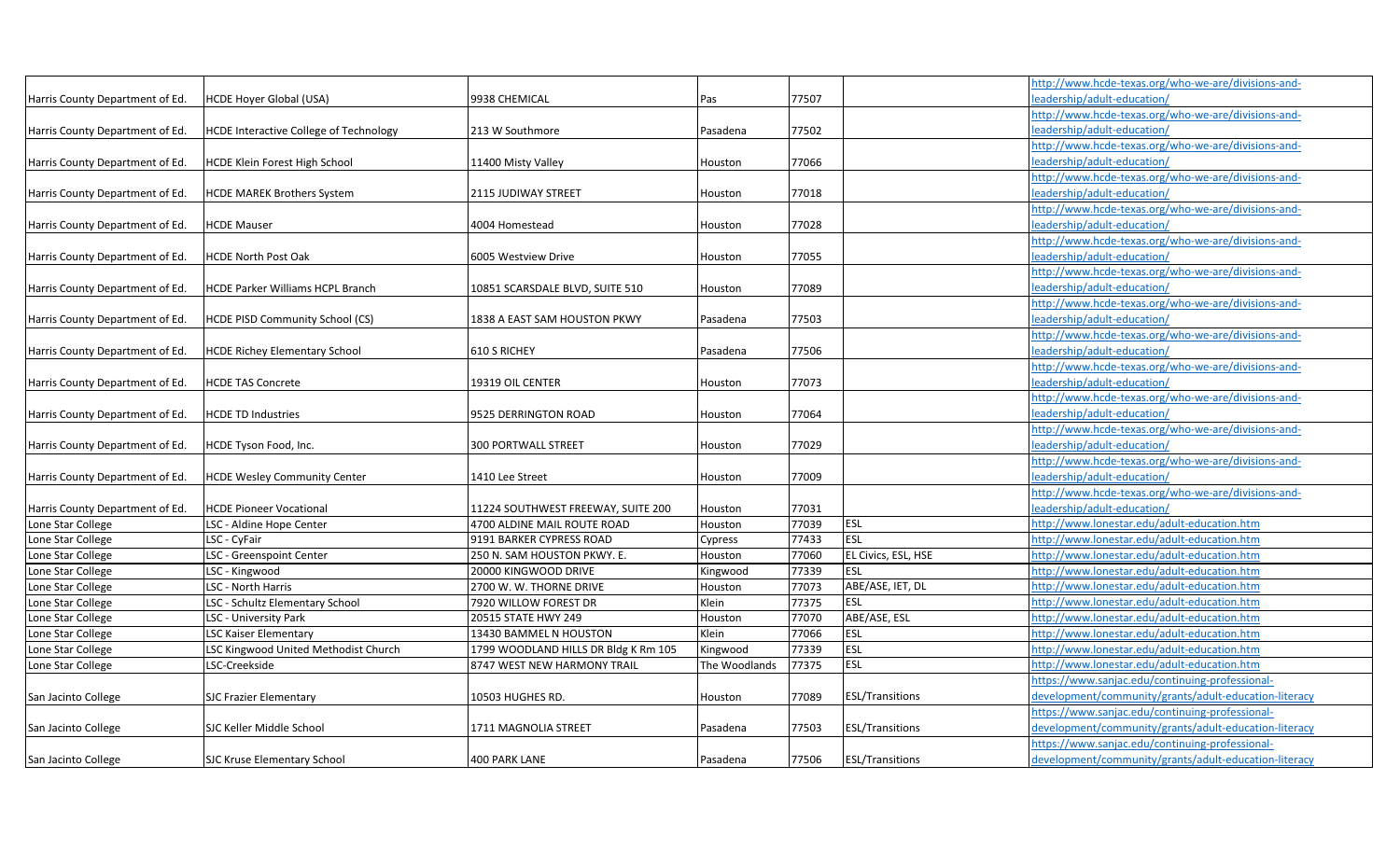| | | | | | | |
|---|---|---|---|---|---|---|
| Harris County Department of Ed. | HCDE Hoyer Global (USA) | 9938 CHEMICAL | Pas | 77507 | | http://www.hcde-texas.org/who-we-are/divisions-and-leadership/adult-education/ |
| Harris County Department of Ed. | HCDE Interactive College of Technology | 213 W Southmore | Pasadena | 77502 | | http://www.hcde-texas.org/who-we-are/divisions-and-leadership/adult-education/ |
| Harris County Department of Ed. | HCDE Klein Forest High School | 11400 Misty Valley | Houston | 77066 | | http://www.hcde-texas.org/who-we-are/divisions-and-leadership/adult-education/ |
| Harris County Department of Ed. | HCDE MAREK Brothers System | 2115 JUDIWAY STREET | Houston | 77018 | | http://www.hcde-texas.org/who-we-are/divisions-and-leadership/adult-education/ |
| Harris County Department of Ed. | HCDE Mauser | 4004 Homestead | Houston | 77028 | | http://www.hcde-texas.org/who-we-are/divisions-and-leadership/adult-education/ |
| Harris County Department of Ed. | HCDE North Post Oak | 6005 Westview Drive | Houston | 77055 | | http://www.hcde-texas.org/who-we-are/divisions-and-leadership/adult-education/ |
| Harris County Department of Ed. | HCDE Parker Williams HCPL Branch | 10851 SCARSDALE BLVD, SUITE 510 | Houston | 77089 | | http://www.hcde-texas.org/who-we-are/divisions-and-leadership/adult-education/ |
| Harris County Department of Ed. | HCDE PISD Community School (CS) | 1838 A EAST SAM HOUSTON PKWY | Pasadena | 77503 | | http://www.hcde-texas.org/who-we-are/divisions-and-leadership/adult-education/ |
| Harris County Department of Ed. | HCDE Richey Elementary School | 610 S RICHEY | Pasadena | 77506 | | http://www.hcde-texas.org/who-we-are/divisions-and-leadership/adult-education/ |
| Harris County Department of Ed. | HCDE TAS Concrete | 19319 OIL CENTER | Houston | 77073 | | http://www.hcde-texas.org/who-we-are/divisions-and-leadership/adult-education/ |
| Harris County Department of Ed. | HCDE TD Industries | 9525 DERRINGTON ROAD | Houston | 77064 | | http://www.hcde-texas.org/who-we-are/divisions-and-leadership/adult-education/ |
| Harris County Department of Ed. | HCDE Tyson Food, Inc. | 300 PORTWALL STREET | Houston | 77029 | | http://www.hcde-texas.org/who-we-are/divisions-and-leadership/adult-education/ |
| Harris County Department of Ed. | HCDE Wesley Community Center | 1410 Lee Street | Houston | 77009 | | http://www.hcde-texas.org/who-we-are/divisions-and-leadership/adult-education/ |
| Harris County Department of Ed. | HCDE Pioneer Vocational | 11224 SOUTHWEST FREEWAY, SUITE 200 | Houston | 77031 | | http://www.hcde-texas.org/who-we-are/divisions-and-leadership/adult-education/ |
| Lone Star College | LSC - Aldine Hope Center | 4700 ALDINE MAIL ROUTE ROAD | Houston | 77039 | ESL | http://www.lonestar.edu/adult-education.htm |
| Lone Star College | LSC - CyFair | 9191 BARKER CYPRESS ROAD | Cypress | 77433 | ESL | http://www.lonestar.edu/adult-education.htm |
| Lone Star College | LSC - Greenspoint Center | 250 N. SAM HOUSTON PKWY. E. | Houston | 77060 | EL Civics, ESL, HSE | http://www.lonestar.edu/adult-education.htm |
| Lone Star College | LSC - Kingwood | 20000 KINGWOOD DRIVE | Kingwood | 77339 | ESL | http://www.lonestar.edu/adult-education.htm |
| Lone Star College | LSC - North Harris | 2700 W. W. THORNE DRIVE | Houston | 77073 | ABE/ASE, IET, DL | http://www.lonestar.edu/adult-education.htm |
| Lone Star College | LSC - Schultz Elementary School | 7920 WILLOW FOREST DR | Klein | 77375 | ESL | http://www.lonestar.edu/adult-education.htm |
| Lone Star College | LSC - University Park | 20515 STATE HWY 249 | Houston | 77070 | ABE/ASE, ESL | http://www.lonestar.edu/adult-education.htm |
| Lone Star College | LSC Kaiser Elementary | 13430 BAMMEL N HOUSTON | Klein | 77066 | ESL | http://www.lonestar.edu/adult-education.htm |
| Lone Star College | LSC Kingwood United Methodist Church | 1799 WOODLAND HILLS DR Bldg K Rm 105 | Kingwood | 77339 | ESL | http://www.lonestar.edu/adult-education.htm |
| Lone Star College | LSC-Creekside | 8747 WEST NEW HARMONY TRAIL | The Woodlands | 77375 | ESL | http://www.lonestar.edu/adult-education.htm |
| San Jacinto College | SJC Frazier Elementary | 10503 HUGHES RD. | Houston | 77089 | ESL/Transitions | https://www.sanjac.edu/continuing-professional-development/community/grants/adult-education-literacy |
| San Jacinto College | SJC Keller Middle School | 1711 MAGNOLIA STREET | Pasadena | 77503 | ESL/Transitions | https://www.sanjac.edu/continuing-professional-development/community/grants/adult-education-literacy |
| San Jacinto College | SJC Kruse Elementary School | 400 PARK LANE | Pasadena | 77506 | ESL/Transitions | https://www.sanjac.edu/continuing-professional-development/community/grants/adult-education-literacy |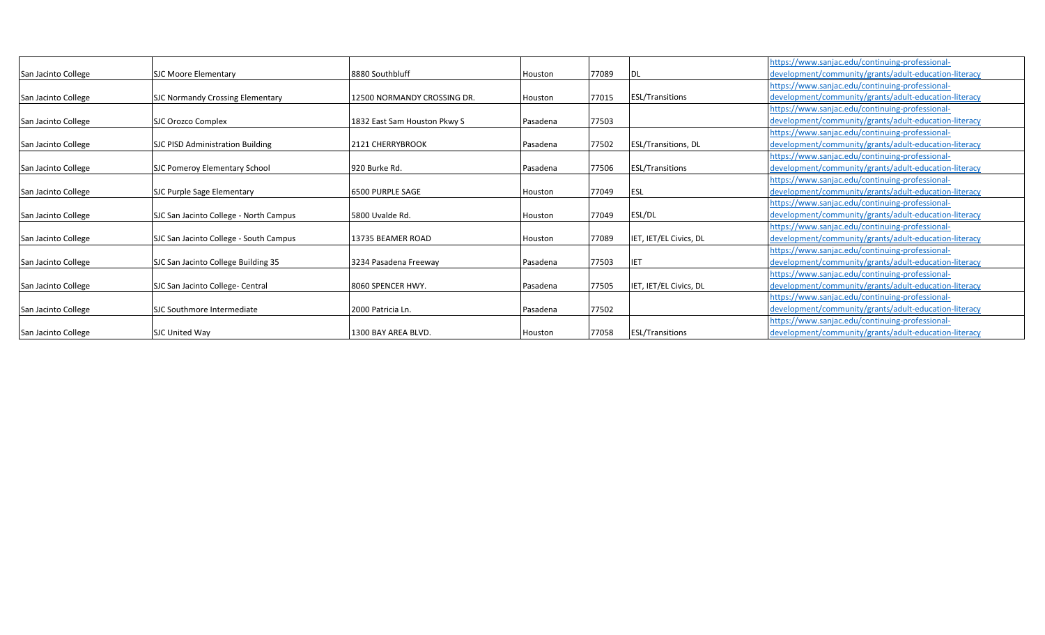| | | | | | | |
|---|---|---|---|---|---|---|
| San Jacinto College | SJC Moore Elementary | 8880 Southbluff | Houston | 77089 | DL | https://www.sanjac.edu/continuing-professional-development/community/grants/adult-education-literacy |
| San Jacinto College | SJC Normandy Crossing Elementary | 12500 NORMANDY CROSSING DR. | Houston | 77015 | ESL/Transitions | https://www.sanjac.edu/continuing-professional-development/community/grants/adult-education-literacy |
| San Jacinto College | SJC Orozco Complex | 1832 East Sam Houston Pkwy S | Pasadena | 77503 | | https://www.sanjac.edu/continuing-professional-development/community/grants/adult-education-literacy |
| San Jacinto College | SJC PISD Administration Building | 2121 CHERRYBROOK | Pasadena | 77502 | ESL/Transitions, DL | https://www.sanjac.edu/continuing-professional-development/community/grants/adult-education-literacy |
| San Jacinto College | SJC Pomeroy Elementary School | 920 Burke Rd. | Pasadena | 77506 | ESL/Transitions | https://www.sanjac.edu/continuing-professional-development/community/grants/adult-education-literacy |
| San Jacinto College | SJC Purple Sage Elementary | 6500 PURPLE SAGE | Houston | 77049 | ESL | https://www.sanjac.edu/continuing-professional-development/community/grants/adult-education-literacy |
| San Jacinto College | SJC San Jacinto College - North Campus | 5800 Uvalde Rd. | Houston | 77049 | ESL/DL | https://www.sanjac.edu/continuing-professional-development/community/grants/adult-education-literacy |
| San Jacinto College | SJC San Jacinto College - South Campus | 13735 BEAMER ROAD | Houston | 77089 | IET, IET/EL Civics, DL | https://www.sanjac.edu/continuing-professional-development/community/grants/adult-education-literacy |
| San Jacinto College | SJC San Jacinto College Building 35 | 3234 Pasadena Freeway | Pasadena | 77503 | IET | https://www.sanjac.edu/continuing-professional-development/community/grants/adult-education-literacy |
| San Jacinto College | SJC San Jacinto College- Central | 8060 SPENCER HWY. | Pasadena | 77505 | IET, IET/EL Civics, DL | https://www.sanjac.edu/continuing-professional-development/community/grants/adult-education-literacy |
| San Jacinto College | SJC Southmore Intermediate | 2000 Patricia Ln. | Pasadena | 77502 | | https://www.sanjac.edu/continuing-professional-development/community/grants/adult-education-literacy |
| San Jacinto College | SJC United Way | 1300 BAY AREA BLVD. | Houston | 77058 | ESL/Transitions | https://www.sanjac.edu/continuing-professional-development/community/grants/adult-education-literacy |